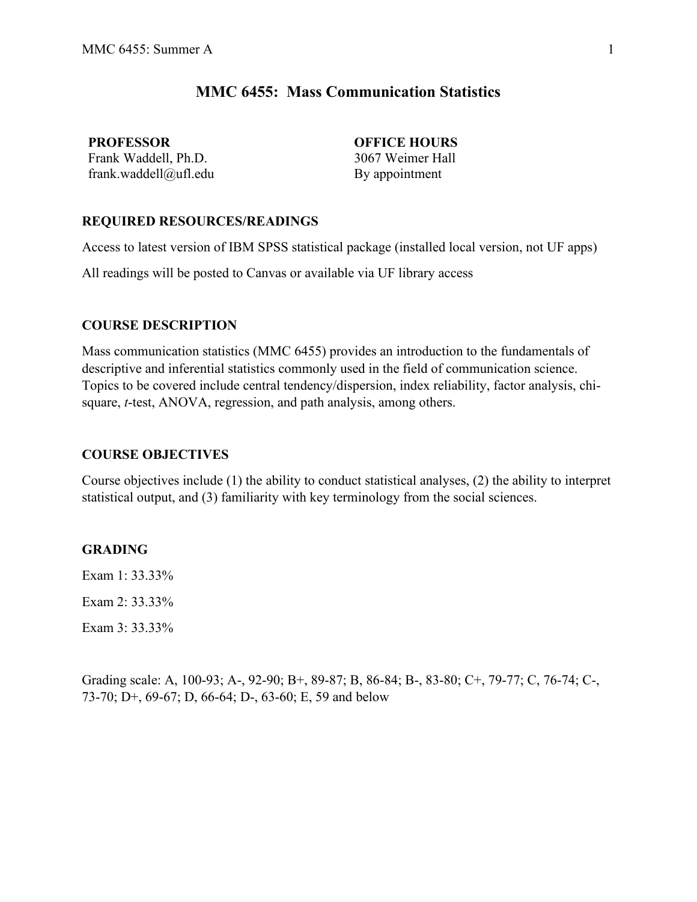# MMC 6455: Mass Communication Statistics

**PROFESSOR**
Frank Waddell, Ph.D.
frank.waddell@ufl.edu

**OFFICE HOURS**
3067 Weimer Hall
By appointment

## REQUIRED RESOURCES/READINGS

Access to latest version of IBM SPSS statistical package (installed local version, not UF apps)

All readings will be posted to Canvas or available via UF library access

## COURSE DESCRIPTION

Mass communication statistics (MMC 6455) provides an introduction to the fundamentals of descriptive and inferential statistics commonly used in the field of communication science. Topics to be covered include central tendency/dispersion, index reliability, factor analysis, chi-square, *t*-test, ANOVA, regression, and path analysis, among others.

## COURSE OBJECTIVES

Course objectives include (1) the ability to conduct statistical analyses, (2) the ability to interpret statistical output, and (3) familiarity with key terminology from the social sciences.

## GRADING

Exam 1: 33.33%

Exam 2: 33.33%

Exam 3: 33.33%

Grading scale: A, 100-93; A-, 92-90; B+, 89-87; B, 86-84; B-, 83-80; C+, 79-77; C, 76-74; C-, 73-70; D+, 69-67; D, 66-64; D-, 63-60; E, 59 and below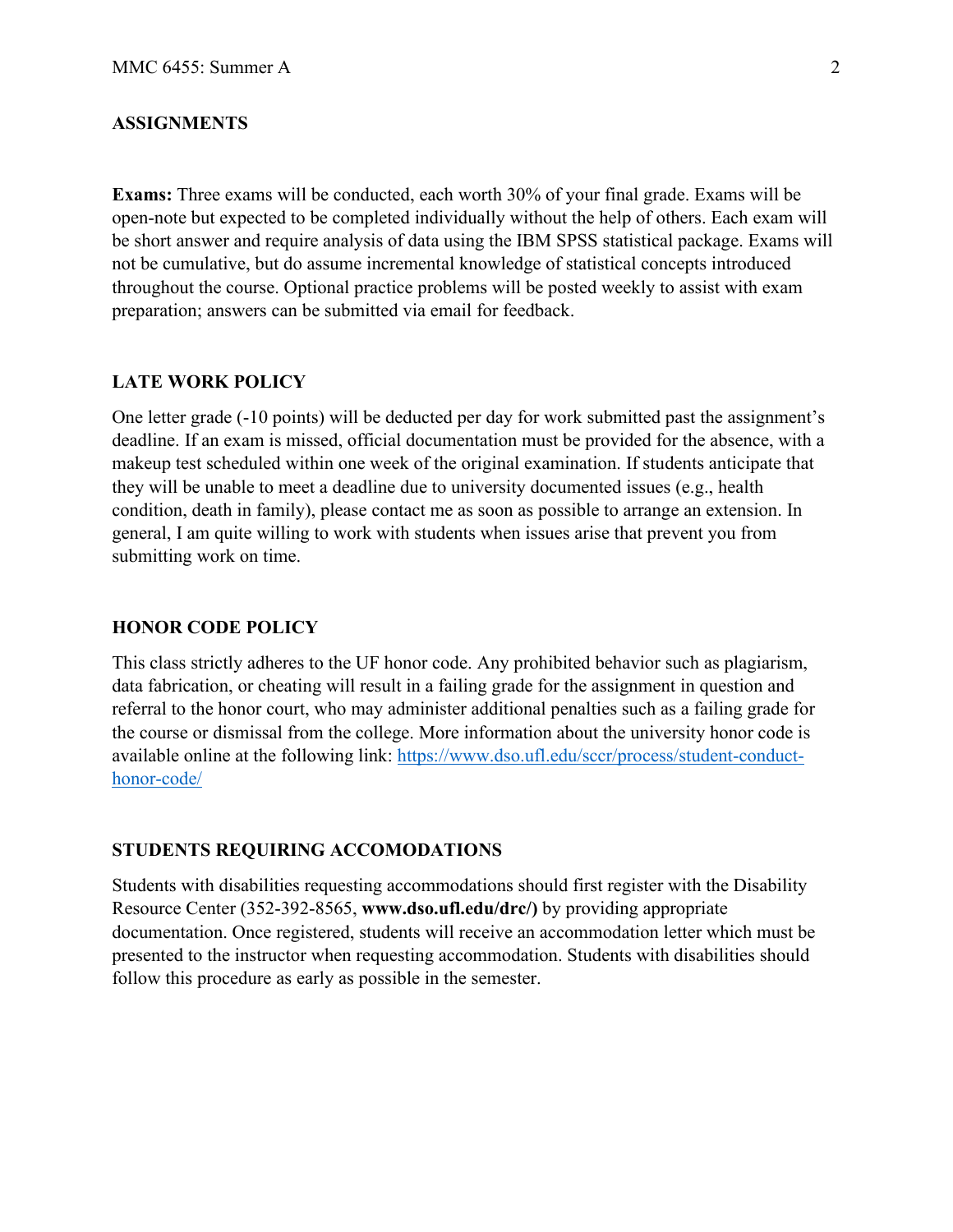## ASSIGNMENTS

**Exams:** Three exams will be conducted, each worth 30% of your final grade. Exams will be open-note but expected to be completed individually without the help of others. Each exam will be short answer and require analysis of data using the IBM SPSS statistical package. Exams will not be cumulative, but do assume incremental knowledge of statistical concepts introduced throughout the course. Optional practice problems will be posted weekly to assist with exam preparation; answers can be submitted via email for feedback.

## LATE WORK POLICY

One letter grade (-10 points) will be deducted per day for work submitted past the assignment's deadline. If an exam is missed, official documentation must be provided for the absence, with a makeup test scheduled within one week of the original examination. If students anticipate that they will be unable to meet a deadline due to university documented issues (e.g., health condition, death in family), please contact me as soon as possible to arrange an extension. In general, I am quite willing to work with students when issues arise that prevent you from submitting work on time.

## HONOR CODE POLICY

This class strictly adheres to the UF honor code. Any prohibited behavior such as plagiarism, data fabrication, or cheating will result in a failing grade for the assignment in question and referral to the honor court, who may administer additional penalties such as a failing grade for the course or dismissal from the college. More information about the university honor code is available online at the following link: [https://www.dso.ufl.edu/sccr/process/student-conduct-honor-code/](https://www.dso.ufl.edu/sccr/process/student-conduct-honor-code/)

## STUDENTS REQUIRING ACCOMODATIONS

Students with disabilities requesting accommodations should first register with the Disability Resource Center (352-392-8565, **www.dso.ufl.edu/drc/)** by providing appropriate documentation. Once registered, students will receive an accommodation letter which must be presented to the instructor when requesting accommodation. Students with disabilities should follow this procedure as early as possible in the semester.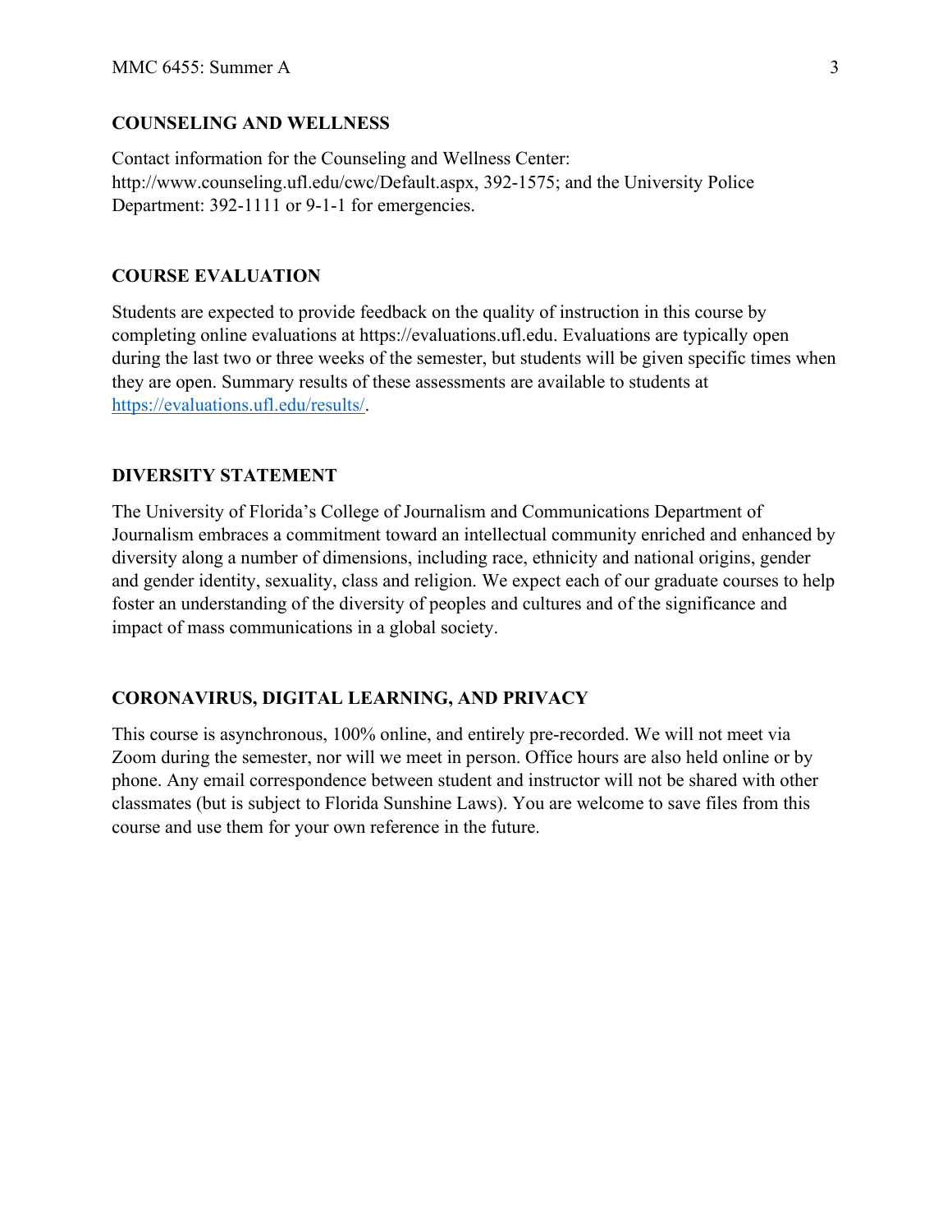## COUNSELING AND WELLNESS

Contact information for the Counseling and Wellness Center: http://www.counseling.ufl.edu/cwc/Default.aspx, 392-1575; and the University Police Department: 392-1111 or 9-1-1 for emergencies.

## COURSE EVALUATION

Students are expected to provide feedback on the quality of instruction in this course by completing online evaluations at https://evaluations.ufl.edu. Evaluations are typically open during the last two or three weeks of the semester, but students will be given specific times when they are open. Summary results of these assessments are available to students at [https://evaluations.ufl.edu/results/](https://evaluations.ufl.edu/results/).

## DIVERSITY STATEMENT

The University of Florida's College of Journalism and Communications Department of Journalism embraces a commitment toward an intellectual community enriched and enhanced by diversity along a number of dimensions, including race, ethnicity and national origins, gender and gender identity, sexuality, class and religion. We expect each of our graduate courses to help foster an understanding of the diversity of peoples and cultures and of the significance and impact of mass communications in a global society.

## CORONAVIRUS, DIGITAL LEARNING, AND PRIVACY

This course is asynchronous, 100% online, and entirely pre-recorded. We will not meet via Zoom during the semester, nor will we meet in person. Office hours are also held online or by phone. Any email correspondence between student and instructor will not be shared with other classmates (but is subject to Florida Sunshine Laws). You are welcome to save files from this course and use them for your own reference in the future.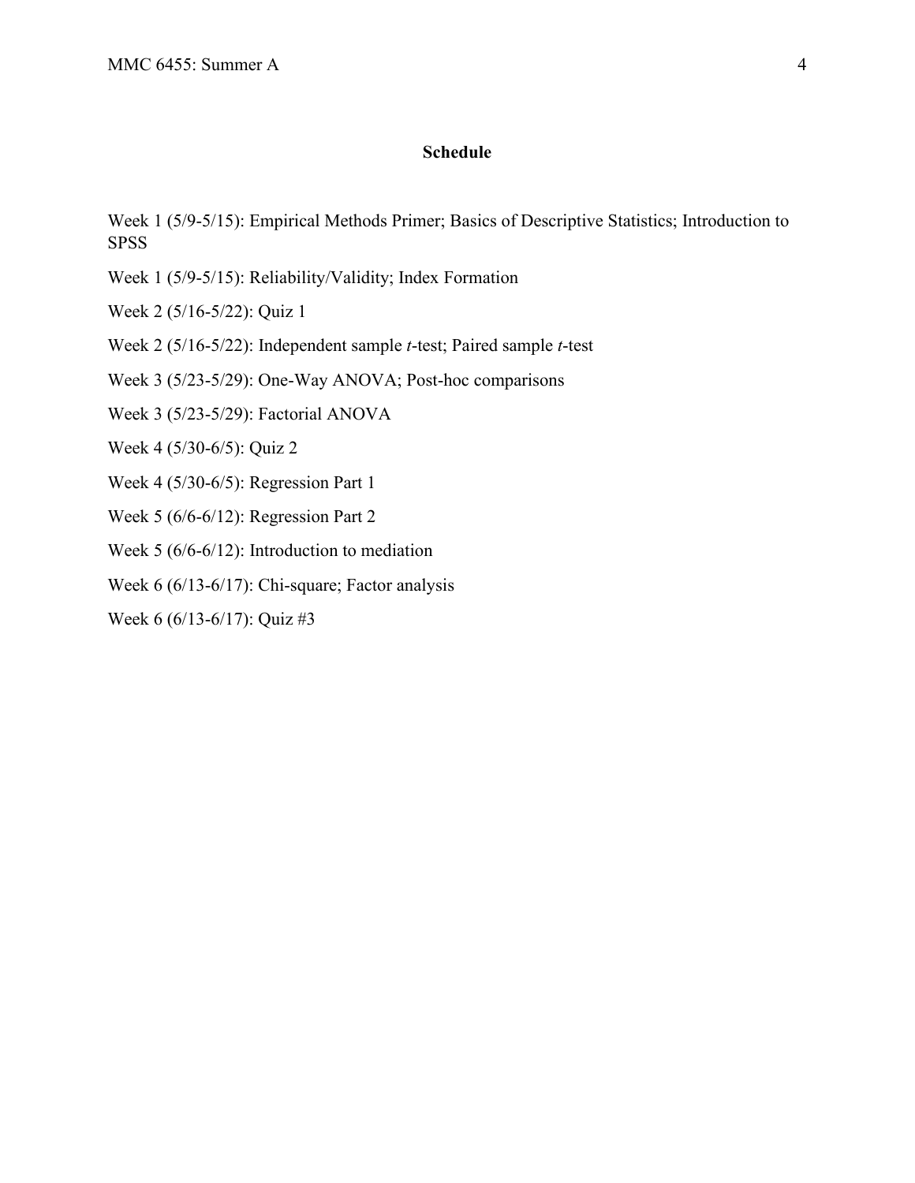## Schedule

Week 1 (5/9-5/15): Empirical Methods Primer; Basics of Descriptive Statistics; Introduction to SPSS

Week 1 (5/9-5/15): Reliability/Validity; Index Formation

Week 2 (5/16-5/22): Quiz 1

Week 2 (5/16-5/22): Independent sample *t*-test; Paired sample *t*-test

Week 3 (5/23-5/29): One-Way ANOVA; Post-hoc comparisons

Week 3 (5/23-5/29): Factorial ANOVA

Week 4 (5/30-6/5): Quiz 2

Week 4 (5/30-6/5): Regression Part 1

Week 5 (6/6-6/12): Regression Part 2

Week 5 (6/6-6/12): Introduction to mediation

Week 6 (6/13-6/17): Chi-square; Factor analysis

Week 6 (6/13-6/17): Quiz #3